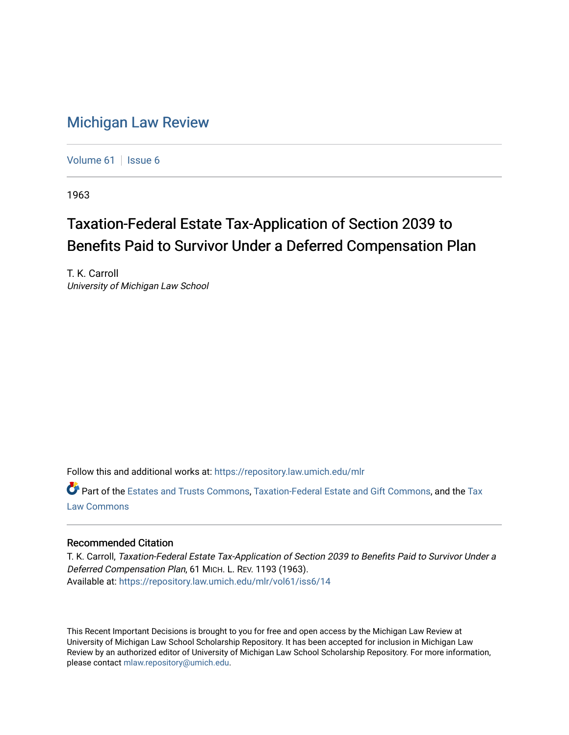# Michigan Law Review

Volume 61 | Issue 6

1963

## Taxation-Federal Estate Tax-Application of Section 2039 to Benefits Paid to Survivor Under a Deferred Compensation Plan

T. K. Carroll
*University of Michigan Law School*

Follow this and additional works at: https://repository.law.umich.edu/mlr

Part of the Estates and Trusts Commons, Taxation-Federal Estate and Gift Commons, and the Tax Law Commons

### Recommended Citation

T. K. Carroll, *Taxation-Federal Estate Tax-Application of Section 2039 to Benefits Paid to Survivor Under a Deferred Compensation Plan*, 61 MICH. L. REV. 1193 (1963).
Available at: https://repository.law.umich.edu/mlr/vol61/iss6/14

This Recent Important Decisions is brought to you for free and open access by the Michigan Law Review at University of Michigan Law School Scholarship Repository. It has been accepted for inclusion in Michigan Law Review by an authorized editor of University of Michigan Law School Scholarship Repository. For more information, please contact mlaw.repository@umich.edu.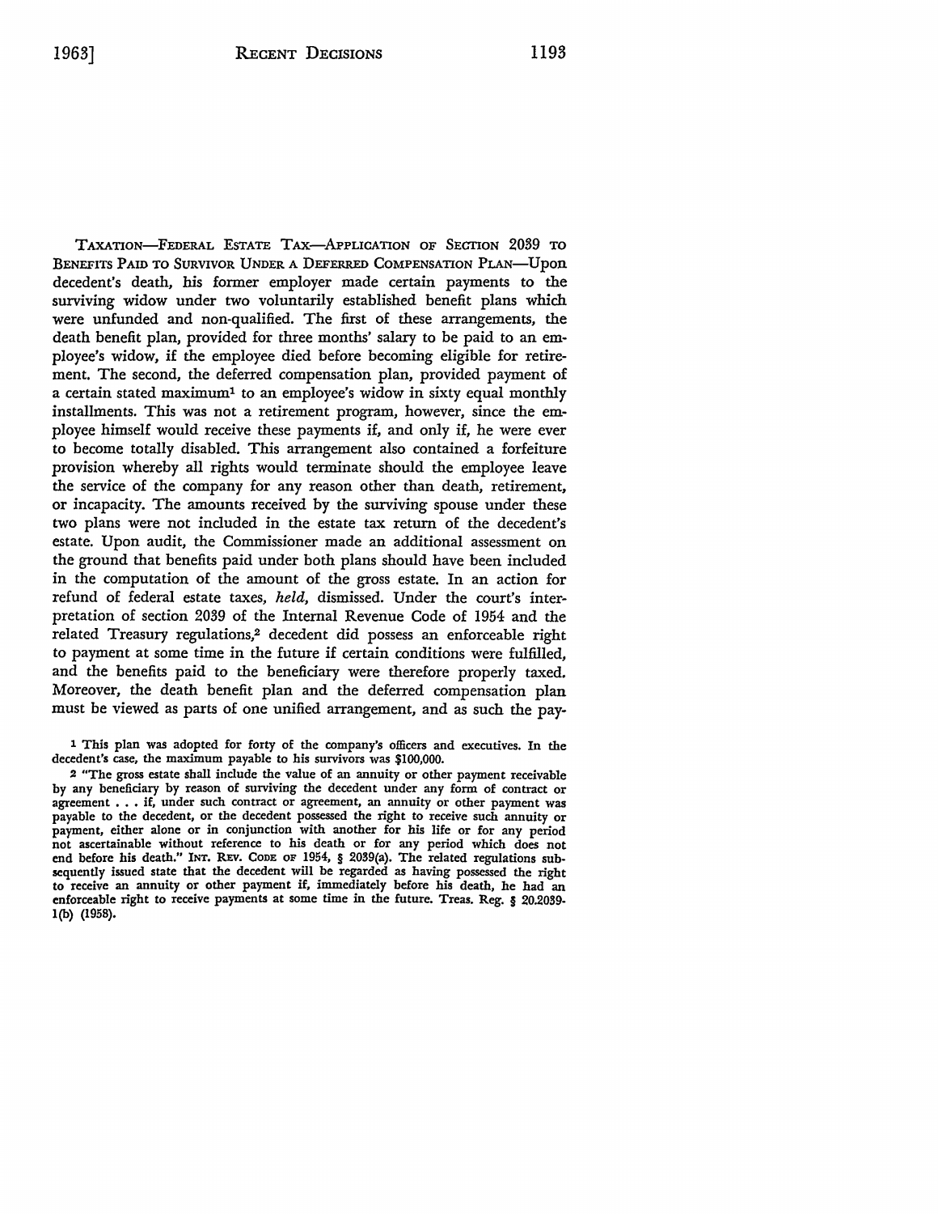TAXATION—FEDERAL ESTATE TAX—APPLICATION OF SECTION 2039 TO BENEFITS PAID TO SURVIVOR UNDER A DEFERRED COMPENSATION PLAN—Upon decedent's death, his former employer made certain payments to the surviving widow under two voluntarily established benefit plans which were unfunded and non-qualified. The first of these arrangements, the death benefit plan, provided for three months' salary to be paid to an employee's widow, if the employee died before becoming eligible for retirement. The second, the deferred compensation plan, provided payment of a certain stated maximum[1] to an employee's widow in sixty equal monthly installments. This was not a retirement program, however, since the employee himself would receive these payments if, and only if, he were ever to become totally disabled. This arrangement also contained a forfeiture provision whereby all rights would terminate should the employee leave the service of the company for any reason other than death, retirement, or incapacity. The amounts received by the surviving spouse under these two plans were not included in the estate tax return of the decedent's estate. Upon audit, the Commissioner made an additional assessment on the ground that benefits paid under both plans should have been included in the computation of the amount of the gross estate. In an action for refund of federal estate taxes, *held*, dismissed. Under the court's interpretation of section 2039 of the Internal Revenue Code of 1954 and the related Treasury regulations,[2] decedent did possess an enforceable right to payment at some time in the future if certain conditions were fulfilled, and the benefits paid to the beneficiary were therefore properly taxed. Moreover, the death benefit plan and the deferred compensation plan must be viewed as parts of one unified arrangement, and as such the pay-

[1] This plan was adopted for forty of the company's officers and executives. In the decedent's case, the maximum payable to his survivors was $100,000.

[2] "The gross estate shall include the value of an annuity or other payment receivable by any beneficiary by reason of surviving the decedent under any form of contract or agreement . . . if, under such contract or agreement, an annuity or other payment was payable to the decedent, or the decedent possessed the right to receive such annuity or payment, either alone or in conjunction with another for his life or for any period not ascertainable without reference to his death or for any period which does not end before his death." INT. REV. CODE OF 1954, § 2039(a). The related regulations subsequently issued state that the decedent will be regarded as having possessed the right to receive an annuity or other payment if, immediately before his death, he had an enforceable right to receive payments at some time in the future. Treas. Reg. § 20.2039-1(b) (1958).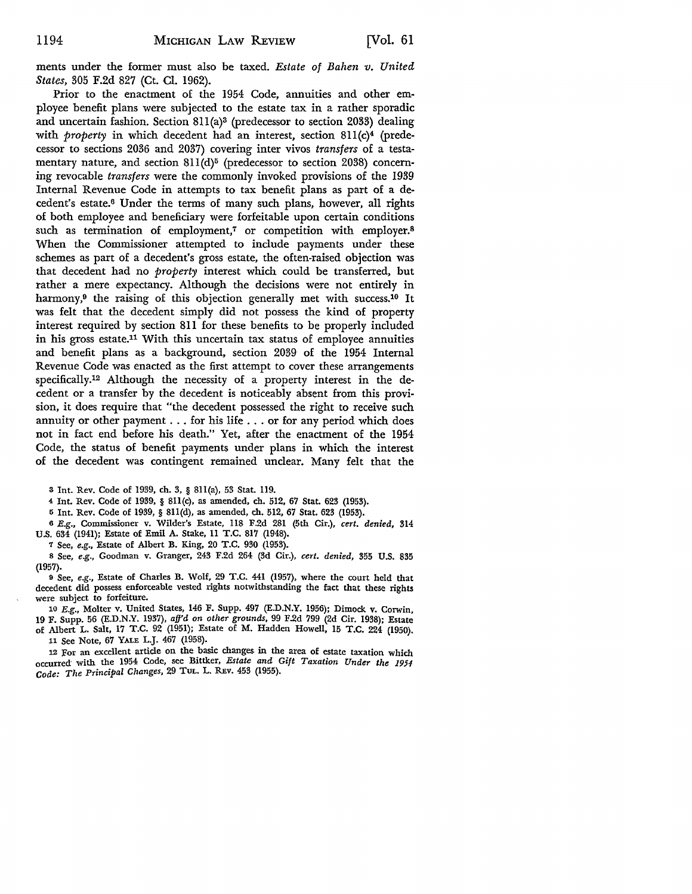ments under the former must also be taxed. *Estate of Bahen v. United States*, 305 F.2d 827 (Ct. Cl. 1962).

Prior to the enactment of the 1954 Code, annuities and other employee benefit plans were subjected to the estate tax in a rather sporadic and uncertain fashion. Section 811(a)[3] (predecessor to section 2033) dealing with *property* in which decedent had an interest, section 811(c)[4] (predecessor to sections 2036 and 2037) covering inter vivos *transfers* of a testamentary nature, and section 811(d)[5] (predecessor to section 2038) concerning revocable *transfers* were the commonly invoked provisions of the 1939 Internal Revenue Code in attempts to tax benefit plans as part of a decedent's estate.[6] Under the terms of many such plans, however, all rights of both employee and beneficiary were forfeitable upon certain conditions such as termination of employment,[7] or competition with employer.[8] When the Commissioner attempted to include payments under these schemes as part of a decedent's gross estate, the often-raised objection was that decedent had no *property* interest which could be transferred, but rather a mere expectancy. Although the decisions were not entirely in harmony,[9] the raising of this objection generally met with success.[10] It was felt that the decedent simply did not possess the kind of property interest required by section 811 for these benefits to be properly included in his gross estate.[11] With this uncertain tax status of employee annuities and benefit plans as a background, section 2039 of the 1954 Internal Revenue Code was enacted as the first attempt to cover these arrangements specifically.[12] Although the necessity of a property interest in the decedent or a transfer by the decedent is noticeably absent from this provision, it does require that "the decedent possessed the right to receive such annuity or other payment . . . for his life . . . or for any period which does not in fact end before his death." Yet, after the enactment of the 1954 Code, the status of benefit payments under plans in which the interest of the decedent was contingent remained unclear. Many felt that the

---

3 Int. Rev. Code of 1939, ch. 3, § 811(a), 53 Stat. 119.

4 Int. Rev. Code of 1939, § 811(c), as amended, ch. 512, 67 Stat. 623 (1953).

5 Int. Rev. Code of 1939, § 811(d), as amended, ch. 512, 67 Stat. 623 (1953).

6 *E.g.*, Commissioner v. Wilder's Estate, 118 F.2d 281 (5th Cir.), *cert. denied*, 314 U.S. 634 (1941); Estate of Emil A. Stake, 11 T.C. 817 (1948).

7 See, *e.g.*, Estate of Albert B. King, 20 T.C. 930 (1953).

8 See, *e.g.*, Goodman v. Granger, 243 F.2d 264 (3d Cir.), *cert. denied*, 355 U.S. 835 (1957).

9 See, *e.g.*, Estate of Charles B. Wolf, 29 T.C. 441 (1957), where the court held that decedent did possess enforceable vested rights notwithstanding the fact that these rights were subject to forfeiture.

10 *E.g.*, Molter v. United States, 146 F. Supp. 497 (E.D.N.Y. 1956); Dimock v. Corwin, 19 F. Supp. 56 (E.D.N.Y. 1937), *aff'd on other grounds*, 99 F.2d 799 (2d Cir. 1938); Estate of Albert L. Salt, 17 T.C. 92 (1951); Estate of M. Hadden Howell, 15 T.C. 224 (1950).

11 See Note, 67 YALE L.J. 467 (1958).

12 For an excellent article on the basic changes in the area of estate taxation which occurred with the 1954 Code, see Bittker, *Estate and Gift Taxation Under the 1954 Code: The Principal Changes*, 29 TUL. L. REV. 453 (1955).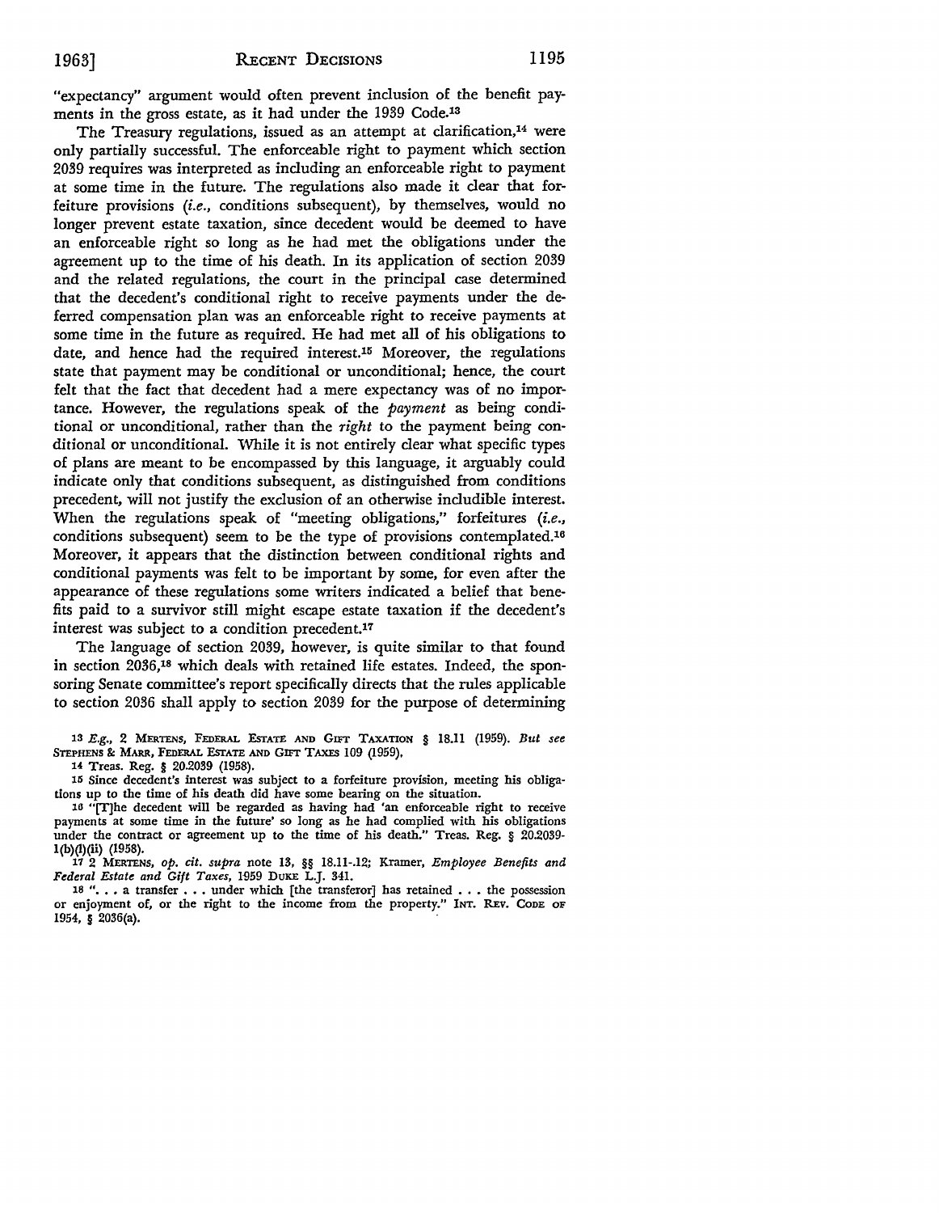"expectancy" argument would often prevent inclusion of the benefit payments in the gross estate, as it had under the 1939 Code.[13]

The Treasury regulations, issued as an attempt at clarification,[14] were only partially successful. The enforceable right to payment which section 2039 requires was interpreted as including an enforceable right to payment at some time in the future. The regulations also made it clear that forfeiture provisions (*i.e.*, conditions subsequent), by themselves, would no longer prevent estate taxation, since decedent would be deemed to have an enforceable right so long as he had met the obligations under the agreement up to the time of his death. In its application of section 2039 and the related regulations, the court in the principal case determined that the decedent's conditional right to receive payments under the deferred compensation plan was an enforceable right to receive payments at some time in the future as required. He had met all of his obligations to date, and hence had the required interest.[15] Moreover, the regulations state that payment may be conditional or unconditional; hence, the court felt that the fact that decedent had a mere expectancy was of no importance. However, the regulations speak of the *payment* as being conditional or unconditional, rather than the *right* to the payment being conditional or unconditional. While it is not entirely clear what specific types of plans are meant to be encompassed by this language, it arguably could indicate only that conditions subsequent, as distinguished from conditions precedent, will not justify the exclusion of an otherwise includible interest. When the regulations speak of "meeting obligations," forfeitures (*i.e.*, conditions subsequent) seem to be the type of provisions contemplated.[16] Moreover, it appears that the distinction between conditional rights and conditional payments was felt to be important by some, for even after the appearance of these regulations some writers indicated a belief that benefits paid to a survivor still might escape estate taxation if the decedent's interest was subject to a condition precedent.[17]

The language of section 2039, however, is quite similar to that found in section 2036,[18] which deals with retained life estates. Indeed, the sponsoring Senate committee's report specifically directs that the rules applicable to section 2036 shall apply to section 2039 for the purpose of determining

---

[13] *E.g.*, 2 MERTENS, FEDERAL ESTATE AND GIFT TAXATION § 18.11 (1959). *But see* STEPHENS & MARR, FEDERAL ESTATE AND GIFT TAXES 109 (1959).

[14] Treas. Reg. § 20.2039 (1958).

[15] Since decedent's interest was subject to a forfeiture provision, meeting his obligations up to the time of his death did have some bearing on the situation.

[16] "[T]he decedent will be regarded as having had 'an enforceable right to receive payments at some time in the future' so long as he had complied with his obligations under the contract or agreement up to the time of his death." Treas. Reg. § 20.2039-1(b)(1)(ii) (1958).

[17] 2 MERTENS, *op. cit. supra* note 13, §§ 18.11-.12; Kramer, *Employee Benefits and Federal Estate and Gift Taxes*, 1959 DUKE L.J. 341.

[18] ". . . a transfer . . . under which [the transferor] has retained . . . the possession or enjoyment of, or the right to the income from the property." INT. REV. CODE OF 1954, § 2036(a).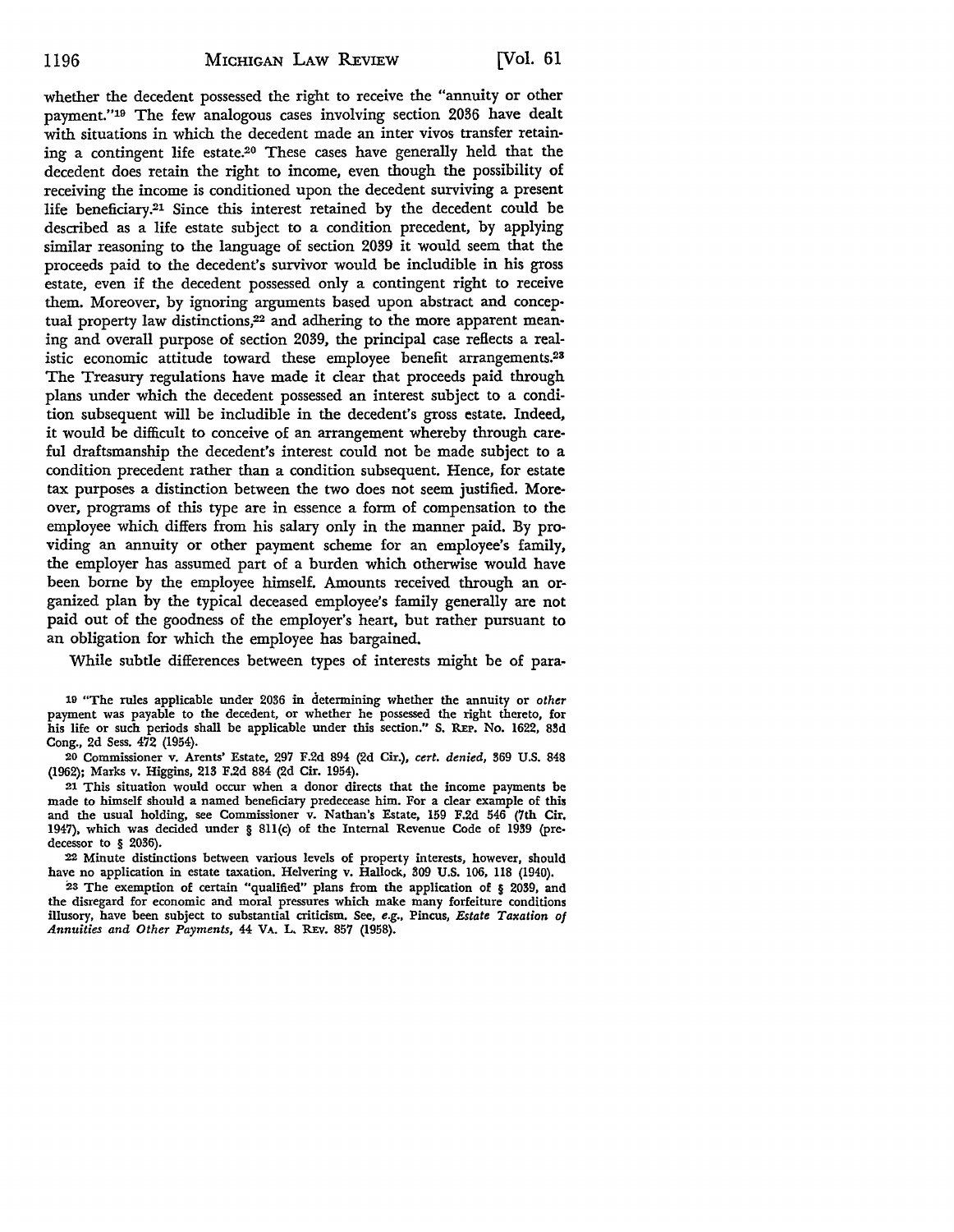whether the decedent possessed the right to receive the "annuity or other payment."[19] The few analogous cases involving section 2036 have dealt with situations in which the decedent made an inter vivos transfer retaining a contingent life estate.[20] These cases have generally held that the decedent does retain the right to income, even though the possibility of receiving the income is conditioned upon the decedent surviving a present life beneficiary.[21] Since this interest retained by the decedent could be described as a life estate subject to a condition precedent, by applying similar reasoning to the language of section 2039 it would seem that the proceeds paid to the decedent's survivor would be includible in his gross estate, even if the decedent possessed only a contingent right to receive them. Moreover, by ignoring arguments based upon abstract and conceptual property law distinctions,[22] and adhering to the more apparent meaning and overall purpose of section 2039, the principal case reflects a realistic economic attitude toward these employee benefit arrangements.[23] The Treasury regulations have made it clear that proceeds paid through plans under which the decedent possessed an interest subject to a condition subsequent will be includible in the decedent's gross estate. Indeed, it would be difficult to conceive of an arrangement whereby through careful draftsmanship the decedent's interest could not be made subject to a condition precedent rather than a condition subsequent. Hence, for estate tax purposes a distinction between the two does not seem justified. Moreover, programs of this type are in essence a form of compensation to the employee which differs from his salary only in the manner paid. By providing an annuity or other payment scheme for an employee's family, the employer has assumed part of a burden which otherwise would have been borne by the employee himself. Amounts received through an organized plan by the typical deceased employee's family generally are not paid out of the goodness of the employer's heart, but rather pursuant to an obligation for which the employee has bargained.

While subtle differences between types of interests might be of para-

---

[19] "The rules applicable under 2036 in determining whether the annuity or *other* payment was payable to the decedent, or whether he possessed the right thereto, for his life or such periods shall be applicable under this section." S. REP. No. 1622, 83d Cong., 2d Sess. 472 (1954).

[20] Commissioner v. Arents' Estate, 297 F.2d 894 (2d Cir.), *cert. denied*, 369 U.S. 848 (1962); Marks v. Higgins, 213 F.2d 884 (2d Cir. 1954).

[21] This situation would occur when a donor directs that the income payments be made to himself should a named beneficiary predecease him. For a clear example of this and the usual holding, see Commissioner v. Nathan's Estate, 159 F.2d 546 (7th Cir. 1947), which was decided under § 811(c) of the Internal Revenue Code of 1939 (predecessor to § 2036).

[22] Minute distinctions between various levels of property interests, however, should have no application in estate taxation. Helvering v. Hallock, 309 U.S. 106, 118 (1940).

[23] The exemption of certain "qualified" plans from the application of § 2039, and the disregard for economic and moral pressures which make many forfeiture conditions illusory, have been subject to substantial criticism. See, *e.g.*, Pincus, *Estate Taxation of Annuities and Other Payments*, 44 VA. L. REV. 857 (1958).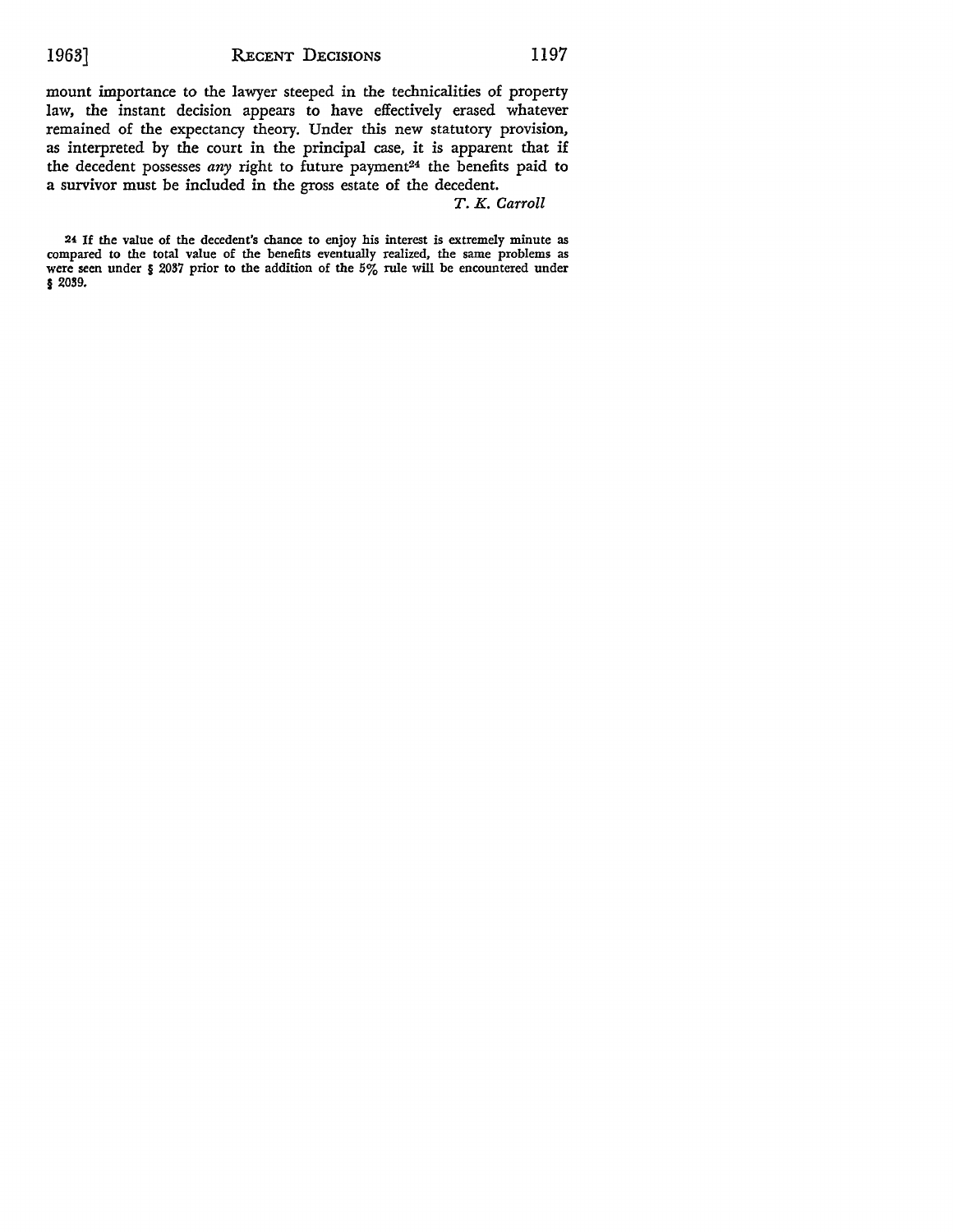mount importance to the lawyer steeped in the technicalities of property law, the instant decision appears to have effectively erased whatever remained of the expectancy theory. Under this new statutory provision, as interpreted by the court in the principal case, it is apparent that if the decedent possesses *any* right to future payment[24] the benefits paid to a survivor must be included in the gross estate of the decedent.

*T. K. Carroll*

[24] If the value of the decedent's chance to enjoy his interest is extremely minute as compared to the total value of the benefits eventually realized, the same problems as were seen under § 2037 prior to the addition of the 5% rule will be encountered under § 2039.